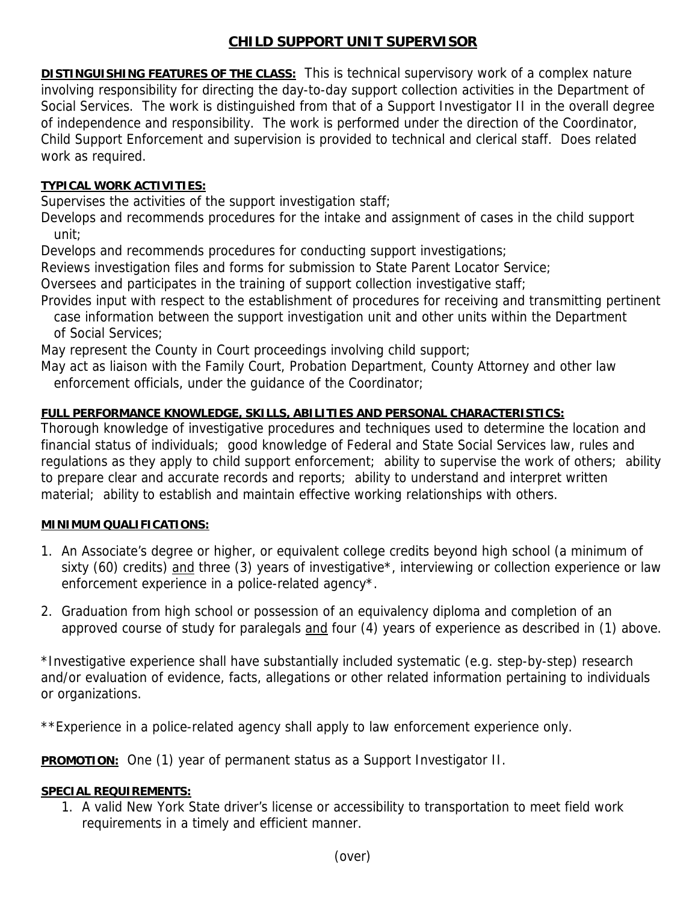# CHILD SUPPORT UNIT SUPERVISOR

**DISTINGUISHING FEATURES OF THE CLASS:** This is technical supervisory work of a complex nature involving responsibility for directing the day-to-day support collection activities in the Department of Social Services. The work is distinguished from that of a Support Investigator II in the overall degree of independence and responsibility. The work is performed under the direction of the Coordinator, Child Support Enforcement and supervision is provided to technical and clerical staff. Does related work as required.

**TYPICAL WORK ACTIVITIES:**

Supervises the activities of the support investigation staff;
Develops and recommends procedures for the intake and assignment of cases in the child support unit;
Develops and recommends procedures for conducting support investigations;
Reviews investigation files and forms for submission to State Parent Locator Service;
Oversees and participates in the training of support collection investigative staff;
Provides input with respect to the establishment of procedures for receiving and transmitting pertinent case information between the support investigation unit and other units within the Department of Social Services;
May represent the County in Court proceedings involving child support;
May act as liaison with the Family Court, Probation Department, County Attorney and other law enforcement officials, under the guidance of the Coordinator;

**FULL PERFORMANCE KNOWLEDGE, SKILLS, ABILITIES AND PERSONAL CHARACTERISTICS:**

Thorough knowledge of investigative procedures and techniques used to determine the location and financial status of individuals; good knowledge of Federal and State Social Services law, rules and regulations as they apply to child support enforcement; ability to supervise the work of others; ability to prepare clear and accurate records and reports; ability to understand and interpret written material; ability to establish and maintain effective working relationships with others.

**MINIMUM QUALIFICATIONS:**

1. An Associate's degree or higher, or equivalent college credits beyond high school (a minimum of sixty (60) credits) and three (3) years of investigative*, interviewing or collection experience or law enforcement experience in a police-related agency*.

2. Graduation from high school or possession of an equivalency diploma and completion of an approved course of study for paralegals and four (4) years of experience as described in (1) above.

*Investigative experience shall have substantially included systematic (e.g. step-by-step) research and/or evaluation of evidence, facts, allegations or other related information pertaining to individuals or organizations.

**Experience in a police-related agency shall apply to law enforcement experience only.

**PROMOTION:** One (1) year of permanent status as a Support Investigator II.

**SPECIAL REQUIREMENTS:**

1. A valid New York State driver's license or accessibility to transportation to meet field work requirements in a timely and efficient manner.

(over)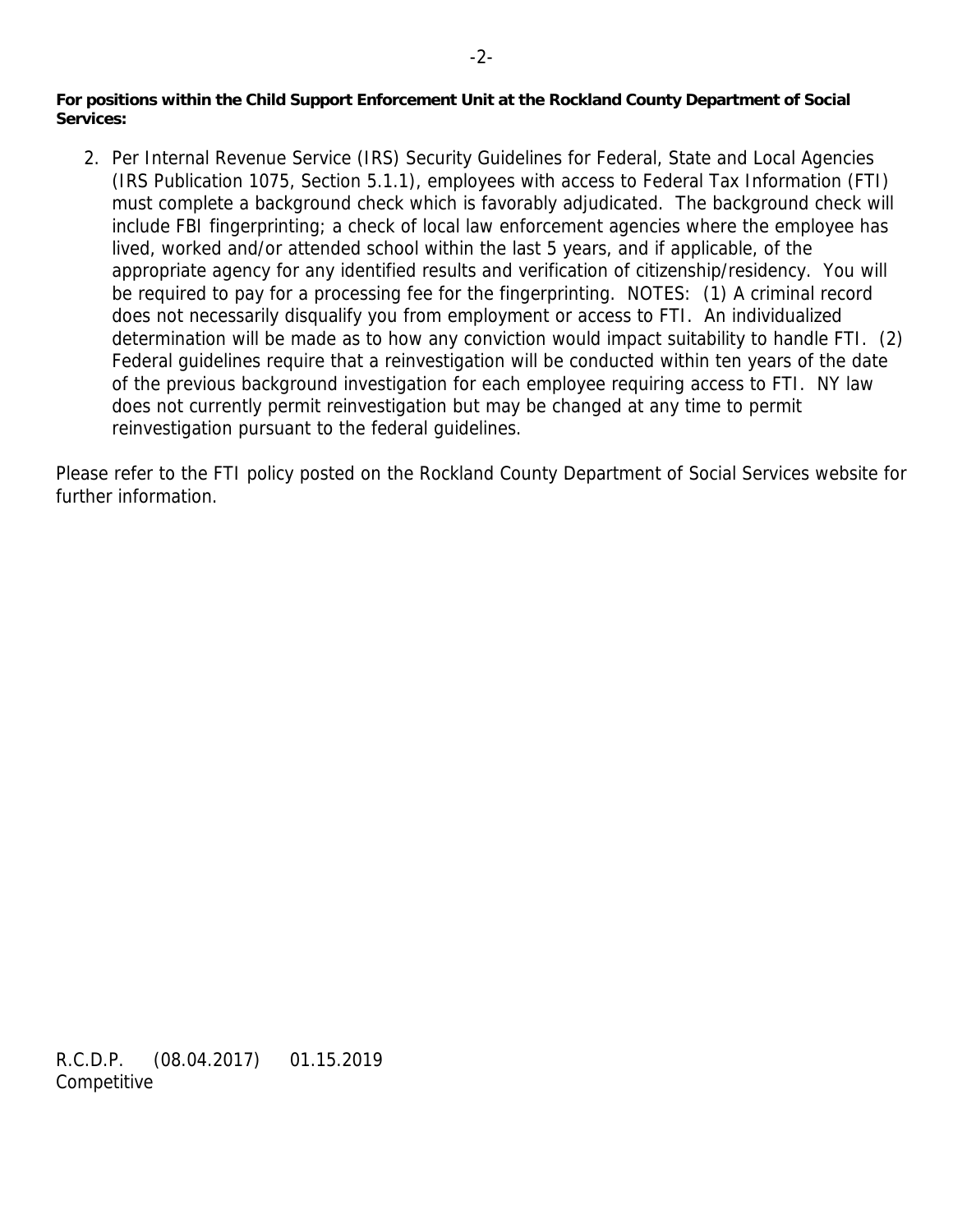**For positions within the Child Support Enforcement Unit at the Rockland County Department of Social Services:**

2. Per Internal Revenue Service (IRS) Security Guidelines for Federal, State and Local Agencies (IRS Publication 1075, Section 5.1.1), employees with access to Federal Tax Information (FTI) must complete a background check which is favorably adjudicated. The background check will include FBI fingerprinting; a check of local law enforcement agencies where the employee has lived, worked and/or attended school within the last 5 years, and if applicable, of the appropriate agency for any identified results and verification of citizenship/residency. You will be required to pay for a processing fee for the fingerprinting. NOTES: (1) A criminal record does not necessarily disqualify you from employment or access to FTI. An individualized determination will be made as to how any conviction would impact suitability to handle FTI. (2) Federal guidelines require that a reinvestigation will be conducted within ten years of the date of the previous background investigation for each employee requiring access to FTI. NY law does not currently permit reinvestigation but may be changed at any time to permit reinvestigation pursuant to the federal guidelines.

Please refer to the FTI policy posted on the Rockland County Department of Social Services website for further information.

R.C.D.P. (08.04.2017) 01.15.2019
Competitive